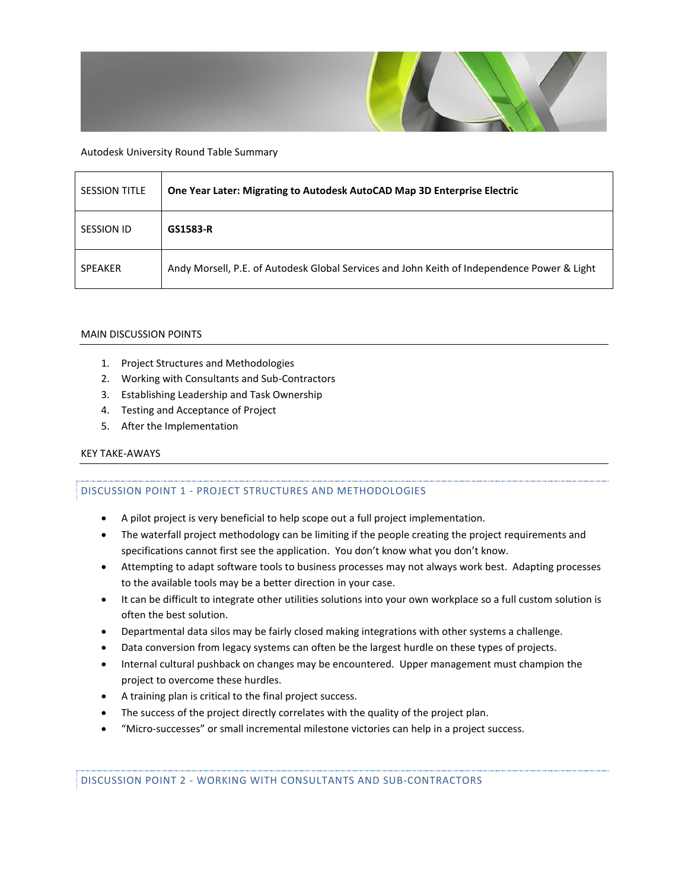Autodesk University Round Table Summary

| SESSION TITLE | **One Year Later: Migrating to Autodesk AutoCAD Map 3D Enterprise Electric** |
|---|---|
| SESSION ID | **GS1583-R** |
| SPEAKER | Andy Morsell, P.E. of Autodesk Global Services and John Keith of Independence Power & Light |

## MAIN DISCUSSION POINTS

1. Project Structures and Methodologies
2. Working with Consultants and Sub-Contractors
3. Establishing Leadership and Task Ownership
4. Testing and Acceptance of Project
5. After the Implementation

## KEY TAKE-AWAYS

### DISCUSSION POINT 1 - PROJECT STRUCTURES AND METHODOLOGIES

- A pilot project is very beneficial to help scope out a full project implementation.
- The waterfall project methodology can be limiting if the people creating the project requirements and specifications cannot first see the application. You don't know what you don't know.
- Attempting to adapt software tools to business processes may not always work best. Adapting processes to the available tools may be a better direction in your case.
- It can be difficult to integrate other utilities solutions into your own workplace so a full custom solution is often the best solution.
- Departmental data silos may be fairly closed making integrations with other systems a challenge.
- Data conversion from legacy systems can often be the largest hurdle on these types of projects.
- Internal cultural pushback on changes may be encountered. Upper management must champion the project to overcome these hurdles.
- A training plan is critical to the final project success.
- The success of the project directly correlates with the quality of the project plan.
- "Micro-successes" or small incremental milestone victories can help in a project success.

### DISCUSSION POINT 2 - WORKING WITH CONSULTANTS AND SUB-CONTRACTORS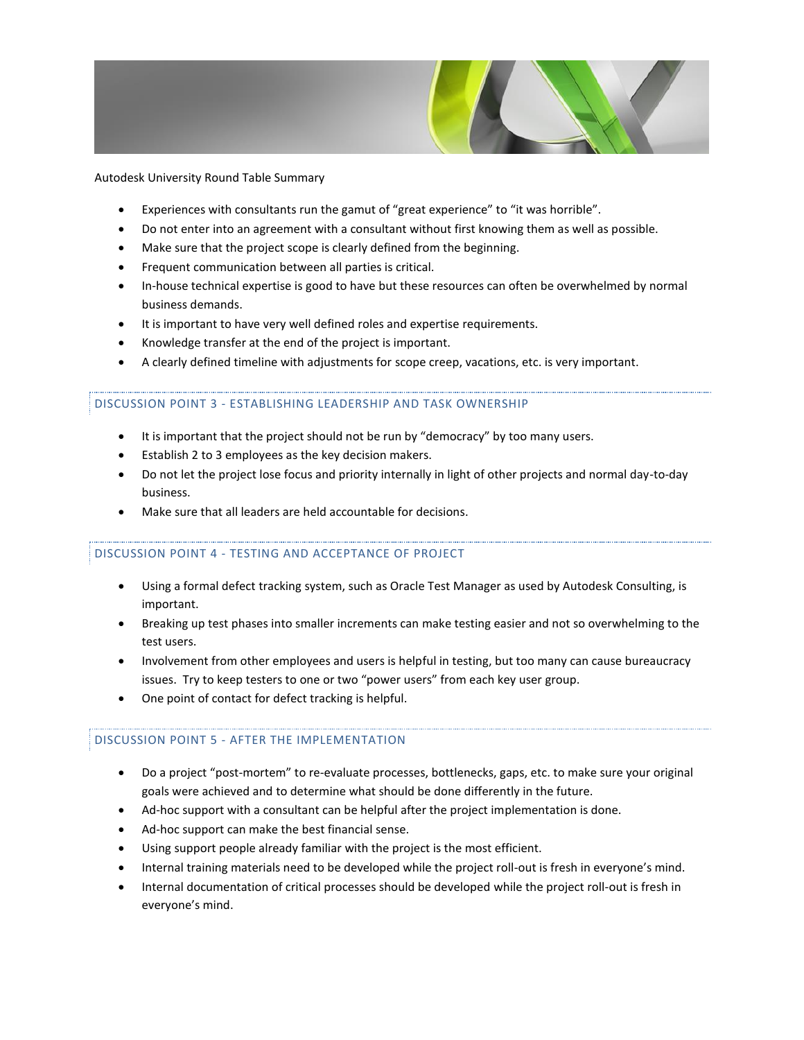Autodesk University Round Table Summary

- Experiences with consultants run the gamut of “great experience” to “it was horrible”.
- Do not enter into an agreement with a consultant without first knowing them as well as possible.
- Make sure that the project scope is clearly defined from the beginning.
- Frequent communication between all parties is critical.
- In-house technical expertise is good to have but these resources can often be overwhelmed by normal business demands.
- It is important to have very well defined roles and expertise requirements.
- Knowledge transfer at the end of the project is important.
- A clearly defined timeline with adjustments for scope creep, vacations, etc. is very important.

## DISCUSSION POINT 3 - ESTABLISHING LEADERSHIP AND TASK OWNERSHIP

- It is important that the project should not be run by “democracy” by too many users.
- Establish 2 to 3 employees as the key decision makers.
- Do not let the project lose focus and priority internally in light of other projects and normal day-to-day business.
- Make sure that all leaders are held accountable for decisions.

## DISCUSSION POINT 4 - TESTING AND ACCEPTANCE OF PROJECT

- Using a formal defect tracking system, such as Oracle Test Manager as used by Autodesk Consulting, is important.
- Breaking up test phases into smaller increments can make testing easier and not so overwhelming to the test users.
- Involvement from other employees and users is helpful in testing, but too many can cause bureaucracy issues. Try to keep testers to one or two “power users” from each key user group.
- One point of contact for defect tracking is helpful.

## DISCUSSION POINT 5 - AFTER THE IMPLEMENTATION

- Do a project “post-mortem” to re-evaluate processes, bottlenecks, gaps, etc. to make sure your original goals were achieved and to determine what should be done differently in the future.
- Ad-hoc support with a consultant can be helpful after the project implementation is done.
- Ad-hoc support can make the best financial sense.
- Using support people already familiar with the project is the most efficient.
- Internal training materials need to be developed while the project roll-out is fresh in everyone’s mind.
- Internal documentation of critical processes should be developed while the project roll-out is fresh in everyone’s mind.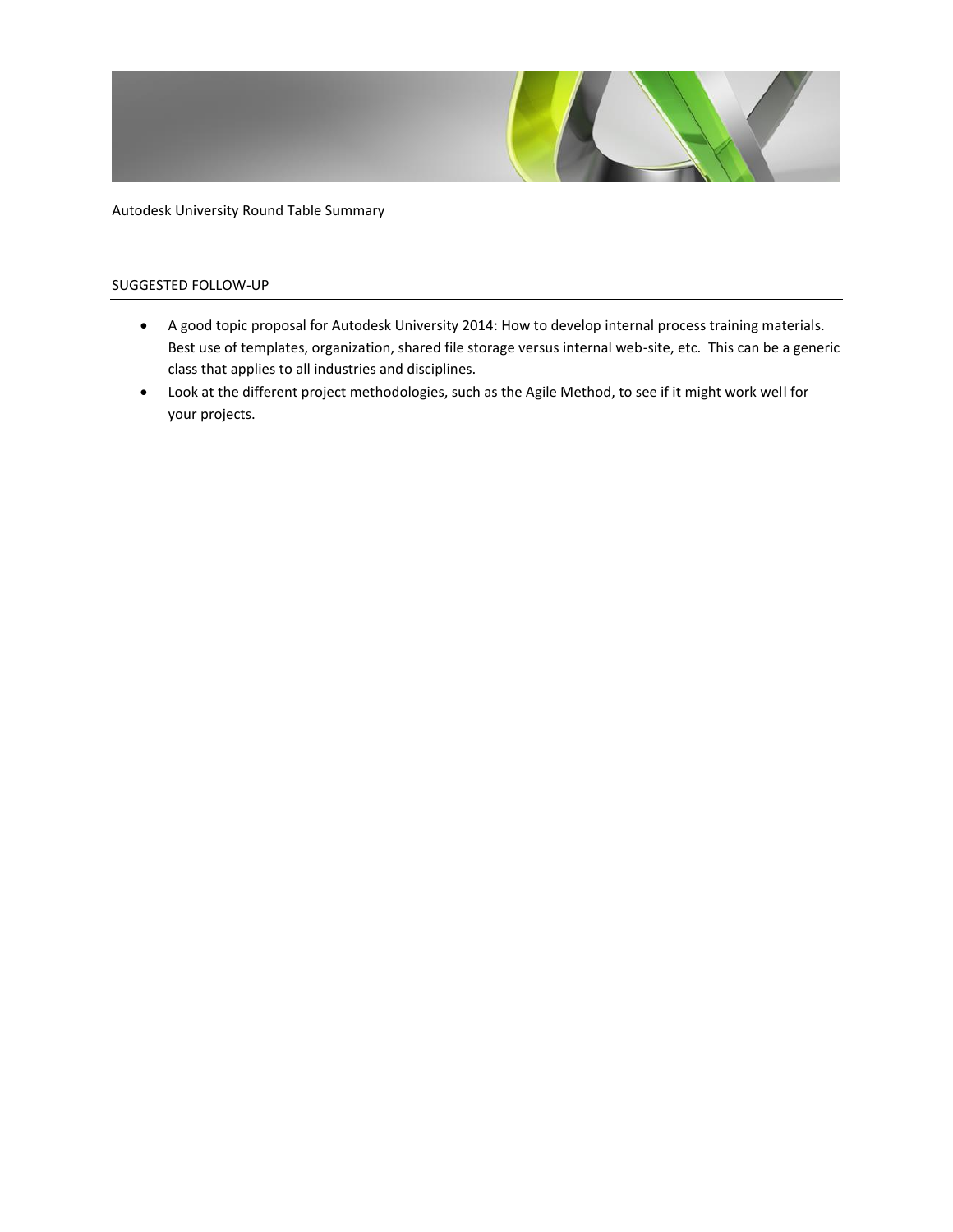Autodesk University Round Table Summary

## SUGGESTED FOLLOW-UP

- A good topic proposal for Autodesk University 2014: How to develop internal process training materials. Best use of templates, organization, shared file storage versus internal web-site, etc. This can be a generic class that applies to all industries and disciplines.
- Look at the different project methodologies, such as the Agile Method, to see if it might work well for your projects.